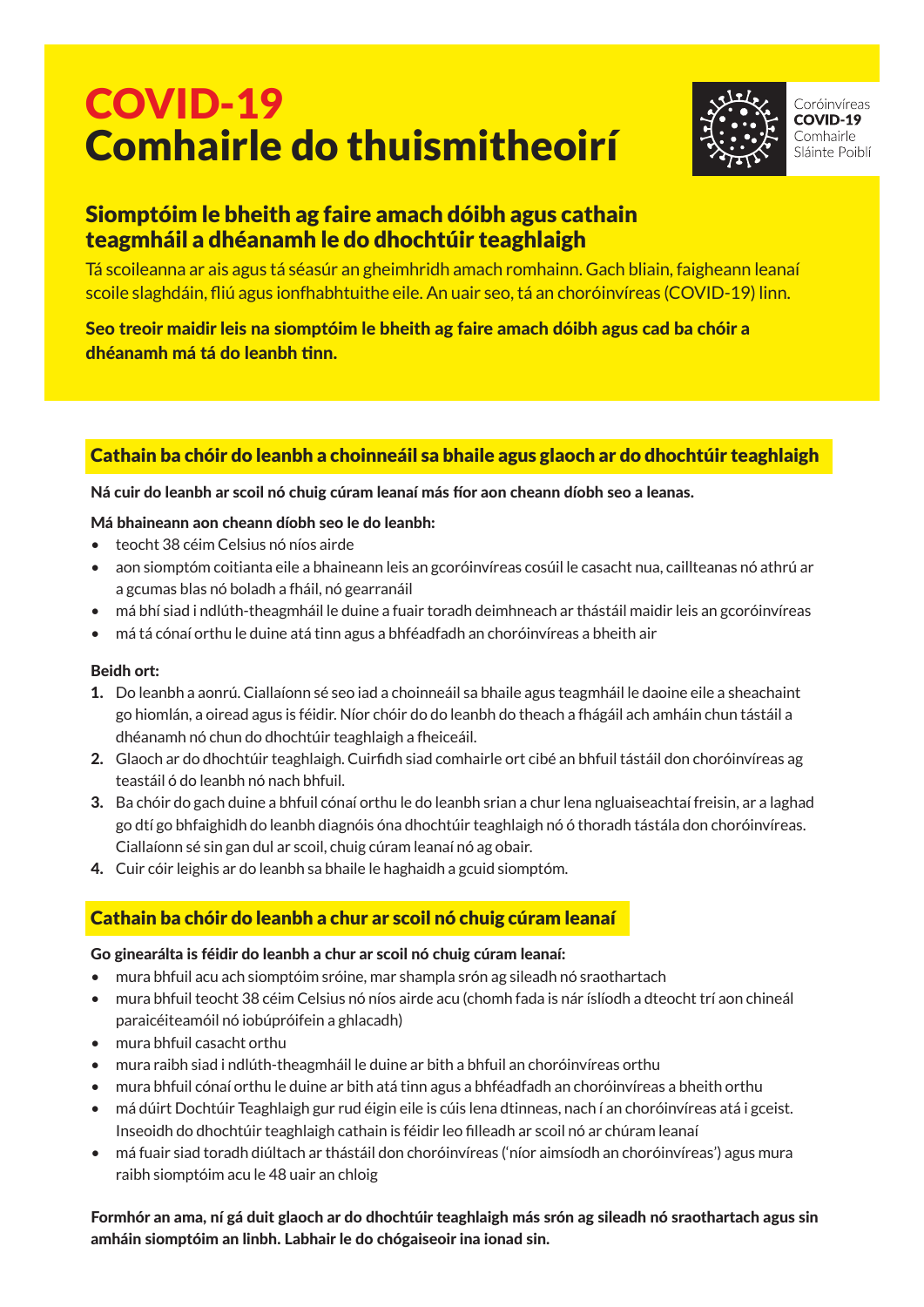# COVID-19 Comhairle do thuismitheoirí

Coróinvíreas
**COVID-19**
Comhairle
Sláinte Poiblí

## Siomptóim le bheith ag faire amach dóibh agus cathain teagmháil a dhéanamh le do dhochtúir teaghlaigh

Tá scoileanna ar ais agus tá séasúr an gheimhridh amach romhainn. Gach bliain, faigheann leanaí scoile slaghdáin, fliú agus ionfhabhtuithe eile. An uair seo, tá an choróinvíreas (COVID-19) linn.

**Seo treoir maidir leis na siomptóim le bheith ag faire amach dóibh agus cad ba chóir a dhéanamh má tá do leanbh tinn.**

### Cathain ba chóir do leanbh a choinneáil sa bhaile agus glaoch ar do dhochtúir teaghlaigh

**Ná cuir do leanbh ar scoil nó chuig cúram leanaí más fíor aon cheann díobh seo a leanas.**

**Má bhaineann aon cheann díobh seo le do leanbh:**

- teocht 38 céim Celsius nó níos airde
- aon siomptóm coitianta eile a bhaineann leis an gcoróinvíreas cosúil le casacht nua, caillteanas nó athrú ar a gcumas blas nó boladh a fháil, nó gearranáil
- má bhí siad i ndlúth-theagmháil le duine a fuair toradh deimhneach ar thástáil maidir leis an gcoróinvíreas
- má tá cónaí orthu le duine atá tinn agus a bhféadfadh an choróinvíreas a bheith air

**Beidh ort:**

1. Do leanbh a aonrú. Ciallaíonn sé seo iad a choinneáil sa bhaile agus teagmháil le daoine eile a sheachaint go hiomlán, a oiread agus is féidir. Níor chóir do do leanbh do theach a fhágáil ach amháin chun tástáil a dhéanamh nó chun do dhochtúir teaghlaigh a fheiceáil.
2. Glaoch ar do dhochtúir teaghlaigh. Cuirfidh siad comhairle ort cibé an bhfuil tástáil don choróinvíreas ag teastáil ó do leanbh nó nach bhfuil.
3. Ba chóir do gach duine a bhfuil cónaí orthu le do leanbh srian a chur lena ngluaiseachtaí freisin, ar a laghad go dtí go bhfaighidh do leanbh diagnóis óna dhochtúir teaghlaigh nó ó thoradh tástála don choróinvíreas. Ciallaíonn sé sin gan dul ar scoil, chuig cúram leanaí nó ag obair.
4. Cuir cóir leighis ar do leanbh sa bhaile le haghaidh a gcuid siomptóm.

### Cathain ba chóir do leanbh a chur ar scoil nó chuig cúram leanaí

**Go ginearálta is féidir do leanbh a chur ar scoil nó chuig cúram leanaí:**

- mura bhfuil acu ach siomptóim sróine, mar shampla srón ag sileadh nó sraothartach
- mura bhfuil teocht 38 céim Celsius nó níos airde acu (chomh fada is nár íslíodh a dteocht trí aon chineál paraicéiteamóil nó iobúpróifein a ghlacadh)
- mura bhfuil casacht orthu
- mura raibh siad i ndlúth-theagmháil le duine ar bith a bhfuil an choróinvíreas orthu
- mura bhfuil cónaí orthu le duine ar bith atá tinn agus a bhféadfadh an choróinvíreas a bheith orthu
- má dúirt Dochtúir Teaghlaigh gur rud éigin eile is cúis lena dtinneas, nach í an choróinvíreas atá i gceist. Inseoidh do dhochtúir teaghlaigh cathain is féidir leo filleadh ar scoil nó ar chúram leanaí
- má fuair siad toradh diúltach ar thástáil don choróinvíreas ('níor aimsíodh an choróinvíreas') agus mura raibh siomptóim acu le 48 uair an chloig

**Formhór an ama, ní gá duit glaoch ar do dhochtúir teaghlaigh más srón ag sileadh nó sraothartach agus sin amháin siomptóim an linbh. Labhair le do chógaiseoir ina ionad sin.**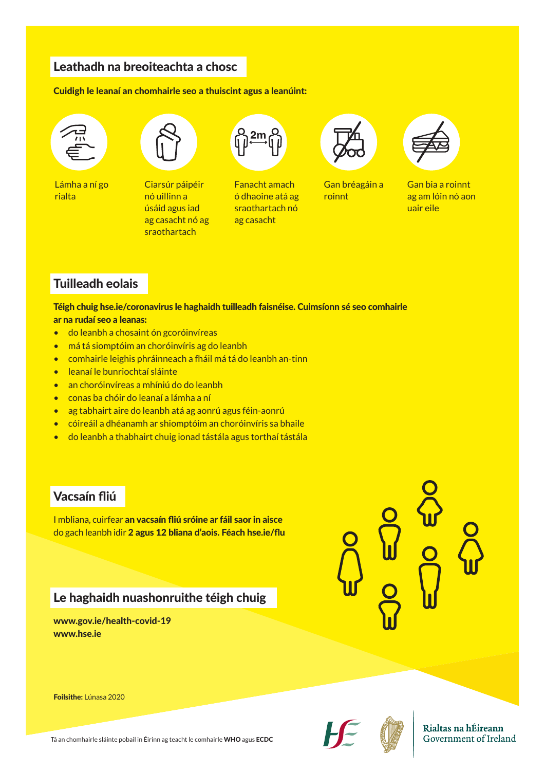## Leathadh na breoiteachta a chosc

**Cuidigh le leanaí an chomhairle seo a thuiscint agus a leanúint:**

- Lámha a ní go rialta
- Ciarsúr páipéir nó uillinn a úsáid agus iad ag casacht nó ag sraothartach
- Fanacht amach ó dhaoine atá ag sraothartach nó ag casacht
- Gan bréagáin a roinnt
- Gan bia a roinnt ag am lóin nó aon uair eile

## Tuilleadh eolais

**Téigh chuig hse.ie/coronavirus le haghaidh tuilleadh faisnéise. Cuimsíonn sé seo comhairle ar na rudaí seo a leanas:**

- do leanbh a chosaint ón gcoróinvíreas
- má tá siomptóim an choróinvíris ag do leanbh
- comhairle leighis phráinneach a fháil má tá do leanbh an-tinn
- leanaí le bunriochtaí sláinte
- an choróinvíreas a mhíniú do do leanbh
- conas ba chóir do leanaí a lámha a ní
- ag tabhairt aire do leanbh atá ag aonrú agus féin-aonrú
- cóireáil a dhéanamh ar shiomptóim an choróinvíris sa bhaile
- do leanbh a thabhairt chuig ionad tástála agus torthaí tástála

## Vacsaín fliú

I mbliana, cuirfear **an vacsaín fliú sróine ar fáil saor in aisce** do gach leanbh idir **2 agus 12 bliana d'aois. Féach hse.ie/flu**

## Le haghaidh nuashonruithe téigh chuig

**www.gov.ie/health-covid-19**
**www.hse.ie**

**Foilsithe:** Lúnasa 2020

Tá an chomhairle sláinte pobail in Éirinn ag teacht le comhairle **WHO** agus **ECDC**

Rialtas na hÉireann
Government of Ireland